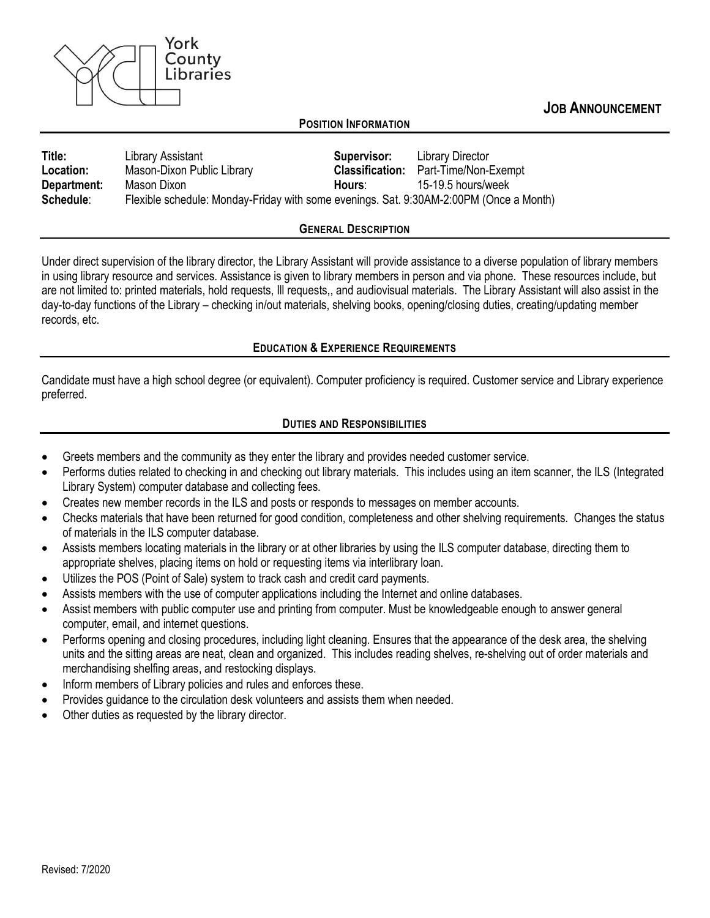York County Libraries

# JOB ANNOUNCEMENT

## POSITION INFORMATION

| | | | |
|---|---|---|---|
| **Title:** | Library Assistant | **Supervisor:** | Library Director |
| **Location:** | Mason-Dixon Public Library | **Classification:** | Part-Time/Non-Exempt |
| **Department:** | Mason Dixon | **Hours**: | 15-19.5 hours/week |
| **Schedule**: | Flexible schedule: Monday-Friday with some evenings. Sat. 9:30AM-2:00PM (Once a Month) | | |

## GENERAL DESCRIPTION

Under direct supervision of the library director, the Library Assistant will provide assistance to a diverse population of library members in using library resource and services. Assistance is given to library members in person and via phone. These resources include, but are not limited to: printed materials, hold requests, Ill requests,, and audiovisual materials. The Library Assistant will also assist in the day-to-day functions of the Library – checking in/out materials, shelving books, opening/closing duties, creating/updating member records, etc.

## EDUCATION & EXPERIENCE REQUIREMENTS

Candidate must have a high school degree (or equivalent). Computer proficiency is required. Customer service and Library experience preferred.

## DUTIES AND RESPONSIBILITIES

- Greets members and the community as they enter the library and provides needed customer service.
- Performs duties related to checking in and checking out library materials. This includes using an item scanner, the ILS (Integrated Library System) computer database and collecting fees.
- Creates new member records in the ILS and posts or responds to messages on member accounts.
- Checks materials that have been returned for good condition, completeness and other shelving requirements. Changes the status of materials in the ILS computer database.
- Assists members locating materials in the library or at other libraries by using the ILS computer database, directing them to appropriate shelves, placing items on hold or requesting items via interlibrary loan.
- Utilizes the POS (Point of Sale) system to track cash and credit card payments.
- Assists members with the use of computer applications including the Internet and online databases.
- Assist members with public computer use and printing from computer. Must be knowledgeable enough to answer general computer, email, and internet questions.
- Performs opening and closing procedures, including light cleaning. Ensures that the appearance of the desk area, the shelving units and the sitting areas are neat, clean and organized. This includes reading shelves, re-shelving out of order materials and merchandising shelfing areas, and restocking displays.
- Inform members of Library policies and rules and enforces these.
- Provides guidance to the circulation desk volunteers and assists them when needed.
- Other duties as requested by the library director.

Revised: 7/2020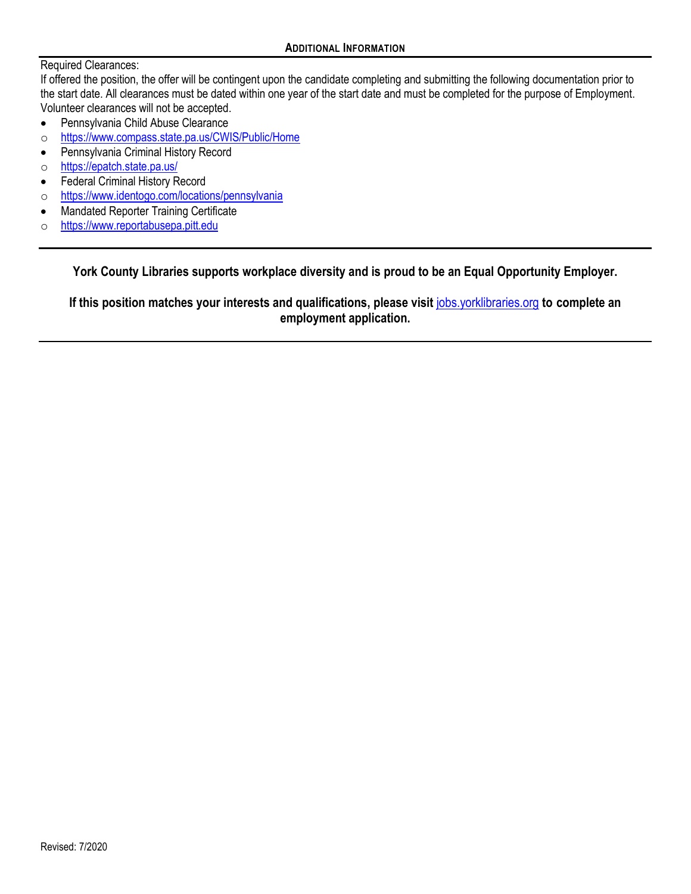## Additional Information

Required Clearances:
If offered the position, the offer will be contingent upon the candidate completing and submitting the following documentation prior to the start date. All clearances must be dated within one year of the start date and must be completed for the purpose of Employment. Volunteer clearances will not be accepted.

- Pennsylvania Child Abuse Clearance
  - https://www.compass.state.pa.us/CWIS/Public/Home
- Pennsylvania Criminal History Record
  - https://epatch.state.pa.us/
- Federal Criminal History Record
  - https://www.identogo.com/locations/pennsylvania
- Mandated Reporter Training Certificate
  - https://www.reportabusepa.pitt.edu

---

**York County Libraries supports workplace diversity and is proud to be an Equal Opportunity Employer.**

**If this position matches your interests and qualifications, please visit** jobs.yorklibraries.org **to complete an employment application.**

---

Revised: 7/2020